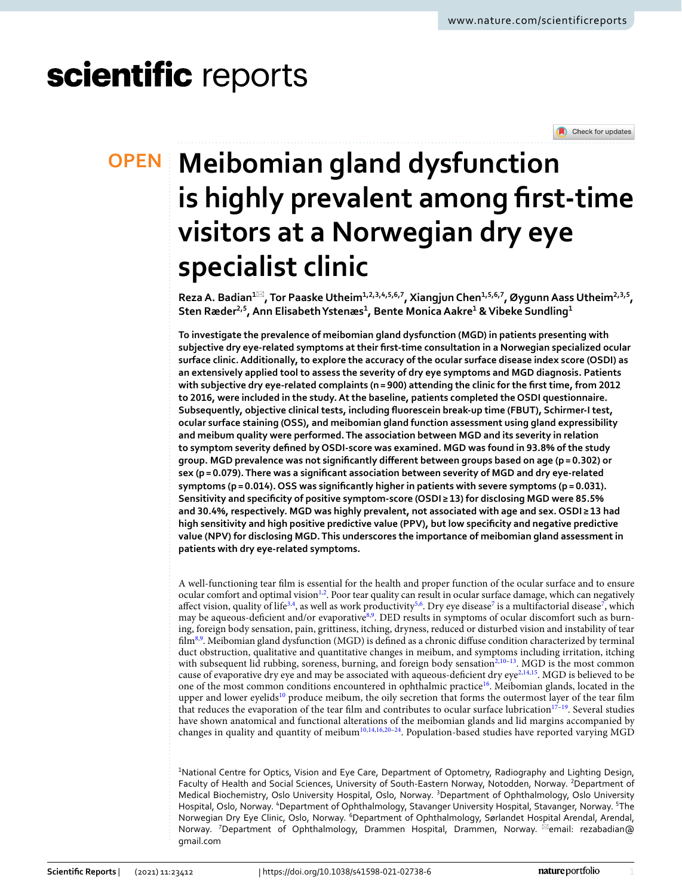# Meibomian gland dysfunction is highly prevalent among first-time visitors at a Norwegian dry eye specialist clinic

Reza A. Badian[1✉], Tor Paaske Utheim[1,2,3,4,5,6,7], Xiangjun Chen[1,5,6,7], Øygunn Aass Utheim[2,3,5], Sten Ræder[2,5], Ann Elisabeth Ystenæs[1], Bente Monica Aakre[1] & Vibeke Sundling[1]

**To investigate the prevalence of meibomian gland dysfunction (MGD) in patients presenting with subjective dry eye-related symptoms at their first-time consultation in a Norwegian specialized ocular surface clinic. Additionally, to explore the accuracy of the ocular surface disease index score (OSDI) as an extensively applied tool to assess the severity of dry eye symptoms and MGD diagnosis. Patients with subjective dry eye-related complaints (n = 900) attending the clinic for the first time, from 2012 to 2016, were included in the study. At the baseline, patients completed the OSDI questionnaire. Subsequently, objective clinical tests, including fluorescein break-up time (FBUT), Schirmer-I test, ocular surface staining (OSS), and meibomian gland function assessment using gland expressibility and meibum quality were performed. The association between MGD and its severity in relation to symptom severity defined by OSDI-score was examined. MGD was found in 93.8% of the study group. MGD prevalence was not significantly different between groups based on age (p = 0.302) or sex (p = 0.079). There was a significant association between severity of MGD and dry eye-related symptoms (p = 0.014). OSS was significantly higher in patients with severe symptoms (p = 0.031). Sensitivity and specificity of positive symptom-score (OSDI ≥ 13) for disclosing MGD were 85.5% and 30.4%, respectively. MGD was highly prevalent, not associated with age and sex. OSDI ≥ 13 had high sensitivity and high positive predictive value (PPV), but low specificity and negative predictive value (NPV) for disclosing MGD. This underscores the importance of meibomian gland assessment in patients with dry eye-related symptoms.**

A well-functioning tear film is essential for the health and proper function of the ocular surface and to ensure ocular comfort and optimal vision[1,2]. Poor tear quality can result in ocular surface damage, which can negatively affect vision, quality of life[3,4], as well as work productivity[5,6]. Dry eye disease[7] is a multifactorial disease[7], which may be aqueous-deficient and/or evaporative[8,9]. DED results in symptoms of ocular discomfort such as burning, foreign body sensation, pain, grittiness, itching, dryness, reduced or disturbed vision and instability of tear film[8,9]. Meibomian gland dysfunction (MGD) is defined as a chronic diffuse condition characterized by terminal duct obstruction, qualitative and quantitative changes in meibum, and symptoms including irritation, itching with subsequent lid rubbing, soreness, burning, and foreign body sensation[2,10–13]. MGD is the most common cause of evaporative dry eye and may be associated with aqueous-deficient dry eye[2,14,15]. MGD is believed to be one of the most common conditions encountered in ophthalmic practice[16]. Meibomian glands, located in the upper and lower eyelids[10] produce meibum, the oily secretion that forms the outermost layer of the tear film that reduces the evaporation of the tear film and contributes to ocular surface lubrication[17–19]. Several studies have shown anatomical and functional alterations of the meibomian glands and lid margins accompanied by changes in quality and quantity of meibum[10,14,16,20–24]. Population-based studies have reported varying MGD

[1]National Centre for Optics, Vision and Eye Care, Department of Optometry, Radiography and Lighting Design, Faculty of Health and Social Sciences, University of South-Eastern Norway, Notodden, Norway. [2]Department of Medical Biochemistry, Oslo University Hospital, Oslo, Norway. [3]Department of Ophthalmology, Oslo University Hospital, Oslo, Norway. [4]Department of Ophthalmology, Stavanger University Hospital, Stavanger, Norway. [5]The Norwegian Dry Eye Clinic, Oslo, Norway. [6]Department of Ophthalmology, Sørlandet Hospital Arendal, Arendal, Norway. [7]Department of Ophthalmology, Drammen Hospital, Drammen, Norway. ✉email: rezabadian@gmail.com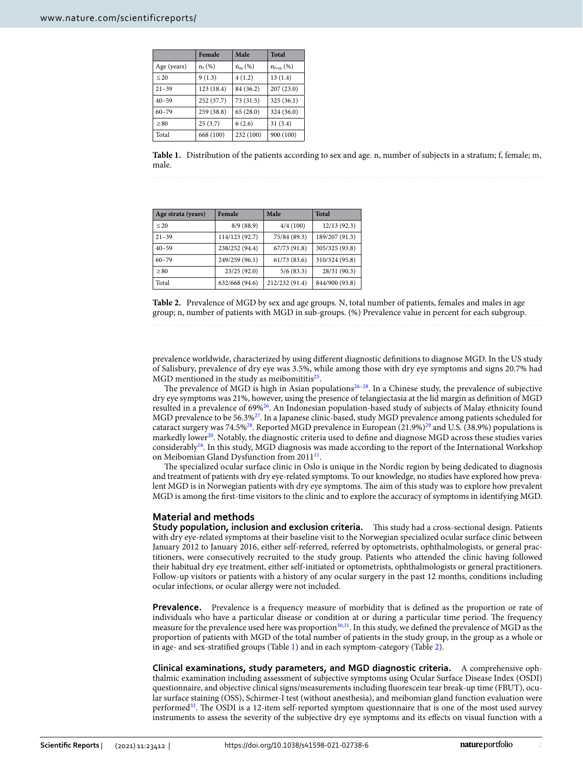| | Female | Male | Total |
|---|---|---|---|
| Age (years) | $n_f$ (%) | $n_m$ (%) | $n_{f+m}$ (%) |
| ≤ 20 | 9 (1.3) | 4 (1.2) | 13 (1.4) |
| 21–39 | 123 (18.4) | 84 (36.2) | 207 (23.0) |
| 40–59 | 252 (37.7) | 73 (31.5) | 325 (36.1) |
| 60–79 | 259 (38.8) | 65 (28.0) | 324 (36.0) |
| ≥ 80 | 25 (3.7) | 6 (2.6) | 31 (3.4) |
| Total | 668 (100) | 232 (100) | 900 (100) |

**Table 1.** Distribution of the patients according to sex and age. n, number of subjects in a stratum; f, female; m, male.

| Age strata (years) | Female | Male | Total |
|---|---|---|---|
| ≤ 20 | 8/9 (88.9) | 4/4 (100) | 12/13 (92.3) |
| 21–39 | 114/123 (92.7) | 75/84 (89.3) | 189/207 (91.3) |
| 40–59 | 238/252 (94.4) | 67/73 (91.8) | 305/325 (93.8) |
| 60–79 | 249/259 (96.1) | 61/73 (83.6) | 310/324 (95.8) |
| ≥ 80 | 23/25 (92.0) | 5/6 (83.3) | 28/31 (90.3) |
| Total | 632/668 (94.6) | 212/232 (91.4) | 844/900 (93.8) |

**Table 2.** Prevalence of MGD by sex and age groups. N, total number of patients, females and males in age group; n, number of patients with MGD in sub-groups. (%) Prevalence value in percent for each subgroup.

prevalence worldwide, characterized by using different diagnostic definitions to diagnose MGD. In the US study of Salisbury, prevalence of dry eye was 3.5%, while among those with dry eye symptoms and signs 20.7% had MGD mentioned in the study as meibomititis[25].

The prevalence of MGD is high in Asian populations[26–28]. In a Chinese study, the prevalence of subjective dry eye symptoms was 21%, however, using the presence of telangiectasia at the lid margin as definition of MGD resulted in a prevalence of 69%[26]. An Indonesian population-based study of subjects of Malay ethnicity found MGD prevalence to be 56.3%[27]. In a Japanese clinic-based, study MGD prevalence among patients scheduled for cataract surgery was 74.5%[28]. Reported MGD prevalence in European (21.9%)[29] and U.S. (38.9%) populations is markedly lower[20]. Notably, the diagnostic criteria used to define and diagnose MGD across these studies varies considerably[16]. In this study, MGD diagnosis was made according to the report of the International Workshop on Meibomian Gland Dysfunction from 2011[11].

The specialized ocular surface clinic in Oslo is unique in the Nordic region by being dedicated to diagnosis and treatment of patients with dry eye-related symptoms. To our knowledge, no studies have explored how prevalent MGD is in Norwegian patients with dry eye symptoms. The aim of this study was to explore how prevalent MGD is among the first-time visitors to the clinic and to explore the accuracy of symptoms in identifying MGD.

## Material and methods

**Study population, inclusion and exclusion criteria.** This study had a cross-sectional design. Patients with dry eye-related symptoms at their baseline visit to the Norwegian specialized ocular surface clinic between January 2012 to January 2016, either self-referred, referred by optometrists, ophthalmologists, or general practitioners, were consecutively recruited to the study group. Patients who attended the clinic having followed their habitual dry eye treatment, either self-initiated or optometrists, ophthalmologists or general practitioners. Follow-up visitors or patients with a history of any ocular surgery in the past 12 months, conditions including ocular infections, or ocular allergy were not included.

**Prevalence.** Prevalence is a frequency measure of morbidity that is defined as the proportion or rate of individuals who have a particular disease or condition at or during a particular time period. The frequency measure for the prevalence used here was proportion[30,31]. In this study, we defined the prevalence of MGD as the proportion of patients with MGD of the total number of patients in the study group, in the group as a whole or in age- and sex-stratified groups (Table 1) and in each symptom-category (Table 2).

**Clinical examinations, study parameters, and MGD diagnostic criteria.** A comprehensive ophthalmic examination including assessment of subjective symptoms using Ocular Surface Disease Index (OSDI) questionnaire, and objective clinical signs/measurements including fluorescein tear break-up time (FBUT), ocular surface staining (OSS), Schirmer-I test (without anesthesia), and meibomian gland function evaluation were performed[32]. The OSDI is a 12-item self-reported symptom questionnaire that is one of the most used survey instruments to assess the severity of the subjective dry eye symptoms and its effects on visual function with a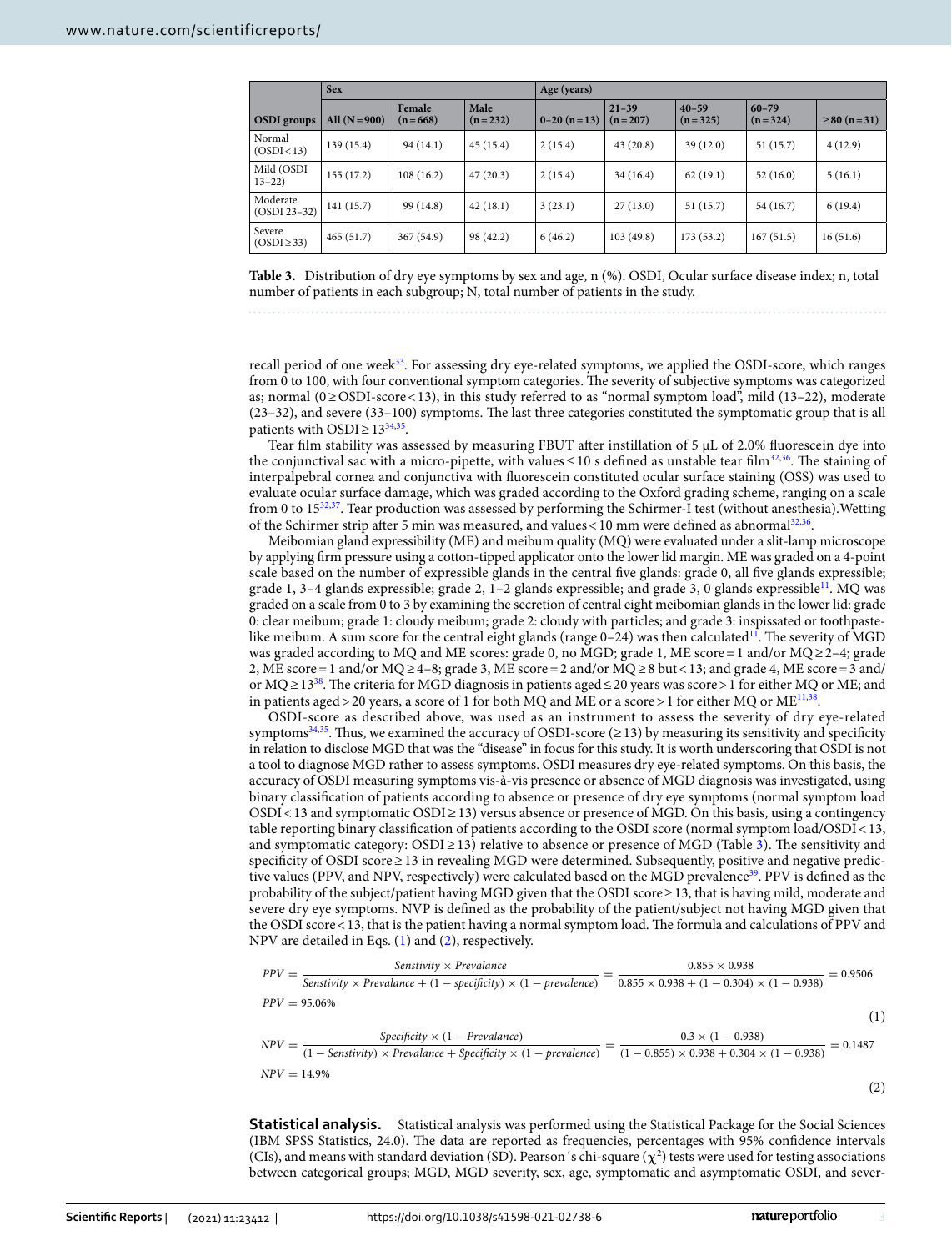| OSDI groups | Sex | | | Age (years) | | | | |
|---|---|---|---|---|---|---|---|---|
| | All (N = 900) | Female (n = 668) | Male (n = 232) | 0–20 (n = 13) | 21–39 (n = 207) | 40–59 (n = 325) | 60–79 (n = 324) | ≥ 80 (n = 31) |
| Normal (OSDI < 13) | 139 (15.4) | 94 (14.1) | 45 (15.4) | 2 (15.4) | 43 (20.8) | 39 (12.0) | 51 (15.7) | 4 (12.9) |
| Mild (OSDI 13–22) | 155 (17.2) | 108 (16.2) | 47 (20.3) | 2 (15.4) | 34 (16.4) | 62 (19.1) | 52 (16.0) | 5 (16.1) |
| Moderate (OSDI 23–32) | 141 (15.7) | 99 (14.8) | 42 (18.1) | 3 (23.1) | 27 (13.0) | 51 (15.7) | 54 (16.7) | 6 (19.4) |
| Severe (OSDI ≥ 33) | 465 (51.7) | 367 (54.9) | 98 (42.2) | 6 (46.2) | 103 (49.8) | 173 (53.2) | 167 (51.5) | 16 (51.6) |

**Table 3.** Distribution of dry eye symptoms by sex and age, n (%). OSDI, Ocular surface disease index; n, total number of patients in each subgroup; N, total number of patients in the study.

recall period of one week[33]. For assessing dry eye-related symptoms, we applied the OSDI-score, which ranges from 0 to 100, with four conventional symptom categories. The severity of subjective symptoms was categorized as; normal (0 ≥ OSDI-score < 13), in this study referred to as "normal symptom load", mild (13–22), moderate (23–32), and severe (33–100) symptoms. The last three categories constituted the symptomatic group that is all patients with OSDI ≥ 13[34,35].

Tear film stability was assessed by measuring FBUT after instillation of 5 µL of 2.0% fluorescein dye into the conjunctival sac with a micro-pipette, with values ≤ 10 s defined as unstable tear film[32,36]. The staining of interpalpebral cornea and conjunctiva with fluorescein constituted ocular surface staining (OSS) was used to evaluate ocular surface damage, which was graded according to the Oxford grading scheme, ranging on a scale from 0 to 15[32,37]. Tear production was assessed by performing the Schirmer-I test (without anesthesia). Wetting of the Schirmer strip after 5 min was measured, and values < 10 mm were defined as abnormal[32,36].

Meibomian gland expressibility (ME) and meibum quality (MQ) were evaluated under a slit-lamp microscope by applying firm pressure using a cotton-tipped applicator onto the lower lid margin. ME was graded on a 4-point scale based on the number of expressible glands in the central five glands: grade 0, all five glands expressible; grade 1, 3–4 glands expressible; grade 2, 1–2 glands expressible; and grade 3, 0 glands expressible[11]. MQ was graded on a scale from 0 to 3 by examining the secretion of central eight meibomian glands in the lower lid: grade 0: clear meibum; grade 1: cloudy meibum; grade 2: cloudy with particles; and grade 3: inspissated or toothpaste-like meibum. A sum score for the central eight glands (range 0–24) was then calculated[11]. The severity of MGD was graded according to MQ and ME scores: grade 0, no MGD; grade 1, ME score = 1 and/or MQ ≥ 2–4; grade 2, ME score = 1 and/or MQ ≥ 4–8; grade 3, ME score = 2 and/or MQ ≥ 8 but < 13; and grade 4, ME score = 3 and/or MQ ≥ 13[38]. The criteria for MGD diagnosis in patients aged ≤ 20 years was score > 1 for either MQ or ME; and in patients aged > 20 years, a score of 1 for both MQ and ME or a score > 1 for either MQ or ME[11,38].

OSDI-score as described above, was used as an instrument to assess the severity of dry eye-related symptoms[34,35]. Thus, we examined the accuracy of OSDI-score (≥ 13) by measuring its sensitivity and specificity in relation to disclose MGD that was the "disease" in focus for this study. It is worth underscoring that OSDI is not a tool to diagnose MGD rather to assess symptoms. OSDI measures dry eye-related symptoms. On this basis, the accuracy of OSDI measuring symptoms vis-à-vis presence or absence of MGD diagnosis was investigated, using binary classification of patients according to absence or presence of dry eye symptoms (normal symptom load OSDI < 13 and symptomatic OSDI ≥ 13) versus absence or presence of MGD. On this basis, using a contingency table reporting binary classification of patients according to the OSDI score (normal symptom load/OSDI < 13, and symptomatic category: OSDI ≥ 13) relative to absence or presence of MGD (Table 3). The sensitivity and specificity of OSDI score ≥ 13 in revealing MGD were determined. Subsequently, positive and negative predictive values (PPV, and NPV, respectively) were calculated based on the MGD prevalence[39]. PPV is defined as the probability of the subject/patient having MGD given that the OSDI score ≥ 13, that is having mild, moderate and severe dry eye symptoms. NVP is defined as the probability of the patient/subject not having MGD given that the OSDI score < 13, that is the patient having a normal symptom load. The formula and calculations of PPV and NPV are detailed in Eqs. (1) and (2), respectively.

$$PPV = \frac{Senstivity \times Prevalance}{Senstivity \times Prevalance + (1 - specifficity) \times (1 - prevalence)} = \frac{0.855 \times 0.938}{0.855 \times 0.938 + (1 - 0.304) \times (1 - 0.938)} = 0.9506$$
$$PPV = 95.06\% \tag{1}$$

$$NPV = \frac{Specificity \times (1 - Prevalance)}{(1 - Senstivity) \times Prevalance + Specificity \times (1 - prevalence)} = \frac{0.3 \times (1 - 0.938)}{(1 - 0.855) \times 0.938 + 0.304 \times (1 - 0.938)} = 0.1487$$
$$NPV = 14.9\% \tag{2}$$

**Statistical analysis.** Statistical analysis was performed using the Statistical Package for the Social Sciences (IBM SPSS Statistics, 24.0). The data are reported as frequencies, percentages with 95% confidence intervals (CIs), and means with standard deviation (SD). Pearson´s chi-square ($\chi^2$) tests were used for testing associations between categorical groups; MGD, MGD severity, sex, age, symptomatic and asymptomatic OSDI, and sever-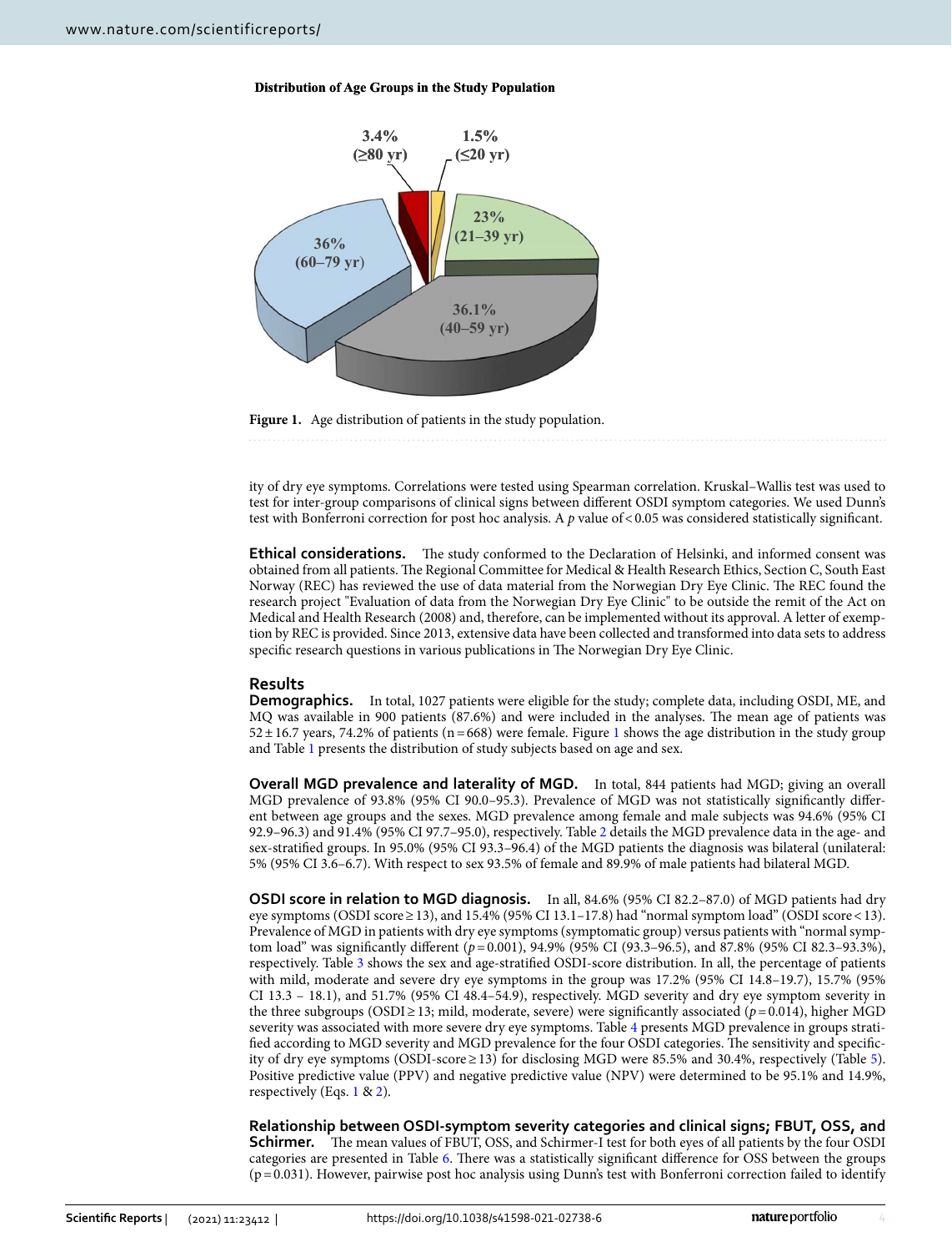Figure 1. Age distribution of patients in the study population.

ity of dry eye symptoms. Correlations were tested using Spearman correlation. Kruskal–Wallis test was used to test for inter-group comparisons of clinical signs between different OSDI symptom categories. We used Dunn's test with Bonferroni correction for post hoc analysis. A $p$ value of < 0.05 was considered statistically significant.

**Ethical considerations.** The study conformed to the Declaration of Helsinki, and informed consent was obtained from all patients. The Regional Committee for Medical & Health Research Ethics, Section C, South East Norway (REC) has reviewed the use of data material from the Norwegian Dry Eye Clinic. The REC found the research project "Evaluation of data from the Norwegian Dry Eye Clinic" to be outside the remit of the Act on Medical and Health Research (2008) and, therefore, can be implemented without its approval. A letter of exemption by REC is provided. Since 2013, extensive data have been collected and transformed into data sets to address specific research questions in various publications in The Norwegian Dry Eye Clinic.

## Results

**Demographics.** In total, 1027 patients were eligible for the study; complete data, including OSDI, ME, and MQ was available in 900 patients (87.6%) and were included in the analyses. The mean age of patients was 52 ± 16.7 years, 74.2% of patients (n = 668) were female. Figure 1 shows the age distribution in the study group and Table 1 presents the distribution of study subjects based on age and sex.

**Overall MGD prevalence and laterality of MGD.** In total, 844 patients had MGD; giving an overall MGD prevalence of 93.8% (95% CI 90.0–95.3). Prevalence of MGD was not statistically significantly different between age groups and the sexes. MGD prevalence among female and male subjects was 94.6% (95% CI 92.9–96.3) and 91.4% (95% CI 97.7–95.0), respectively. Table 2 details the MGD prevalence data in the age- and sex-stratified groups. In 95.0% (95% CI 93.3–96.4) of the MGD patients the diagnosis was bilateral (unilateral: 5% (95% CI 3.6–6.7). With respect to sex 93.5% of female and 89.9% of male patients had bilateral MGD.

**OSDI score in relation to MGD diagnosis.** In all, 84.6% (95% CI 82.2–87.0) of MGD patients had dry eye symptoms (OSDI score ≥ 13), and 15.4% (95% CI 13.1–17.8) had "normal symptom load" (OSDI score < 13). Prevalence of MGD in patients with dry eye symptoms (symptomatic group) versus patients with "normal symptom load" was significantly different ($p$ = 0.001), 94.9% (95% CI (93.3–96.5), and 87.8% (95% CI 82.3–93.3%), respectively. Table 3 shows the sex and age-stratified OSDI-score distribution. In all, the percentage of patients with mild, moderate and severe dry eye symptoms in the group was 17.2% (95% CI 14.8–19.7), 15.7% (95% CI 13.3 – 18.1), and 51.7% (95% CI 48.4–54.9), respectively. MGD severity and dry eye symptom severity in the three subgroups (OSDI ≥ 13; mild, moderate, severe) were significantly associated ($p$ = 0.014), higher MGD severity was associated with more severe dry eye symptoms. Table 4 presents MGD prevalence in groups stratified according to MGD severity and MGD prevalence for the four OSDI categories. The sensitivity and specificity of dry eye symptoms (OSDI-score ≥ 13) for disclosing MGD were 85.5% and 30.4%, respectively (Table 5). Positive predictive value (PPV) and negative predictive value (NPV) were determined to be 95.1% and 14.9%, respectively (Eqs. 1 & 2).

**Relationship between OSDI-symptom severity categories and clinical signs; FBUT, OSS, and Schirmer.** The mean values of FBUT, OSS, and Schirmer-I test for both eyes of all patients by the four OSDI categories are presented in Table 6. There was a statistically significant difference for OSS between the groups (p = 0.031). However, pairwise post hoc analysis using Dunn's test with Bonferroni correction failed to identify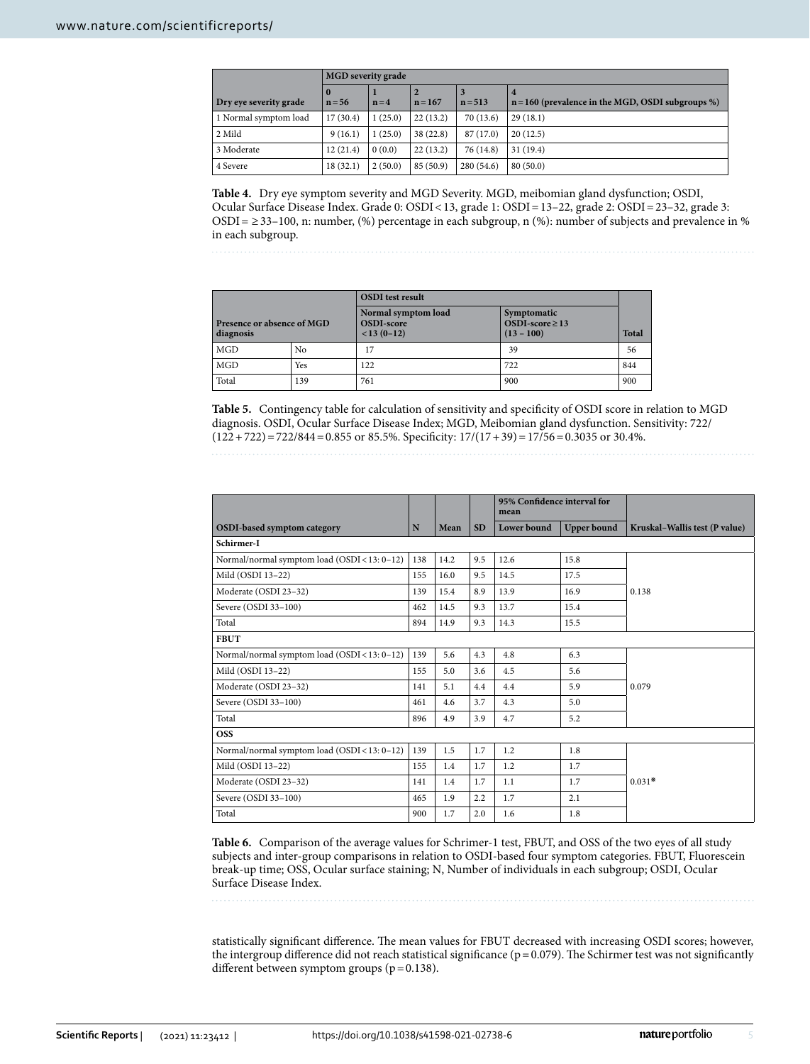| | MGD severity grade | | | | |
|---|---|---|---|---|---|
| Dry eye severity grade | 0<br>n = 56 | 1<br>n = 4 | 2<br>n = 167 | 3<br>n = 513 | 4<br>n = 160 (prevalence in the MGD, OSDI subgroups %) |
| 1 Normal symptom load | 17 (30.4) | 1 (25.0) | 22 (13.2) | 70 (13.6) | 29 (18.1) |
| 2 Mild | 9 (16.1) | 1 (25.0) | 38 (22.8) | 87 (17.0) | 20 (12.5) |
| 3 Moderate | 12 (21.4) | 0 (0.0) | 22 (13.2) | 76 (14.8) | 31 (19.4) |
| 4 Severe | 18 (32.1) | 2 (50.0) | 85 (50.9) | 280 (54.6) | 80 (50.0) |

**Table 4.** Dry eye symptom severity and MGD Severity. MGD, meibomian gland dysfunction; OSDI, Ocular Surface Disease Index. Grade 0: OSDI < 13, grade 1: OSDI = 13–22, grade 2: OSDI = 23–32, grade 3: OSDI = ≥ 33–100, n: number, (%) percentage in each subgroup, n (%): number of subjects and prevalence in % in each subgroup.

| Presence or absence of MGD diagnosis | | OSDI test result<br>Normal symptom load OSDI-score < 13 (0–12) | Symptomatic OSDI-score ≥ 13 (13 – 100) | Total |
|---|---|---|---|---|
| MGD | No | 17 | 39 | 56 |
| MGD | Yes | 122 | 722 | 844 |
| Total | 139 | 761 | 900 | 900 |

**Table 5.** Contingency table for calculation of sensitivity and specificity of OSDI score in relation to MGD diagnosis. OSDI, Ocular Surface Disease Index; MGD, Meibomian gland dysfunction. Sensitivity: 722/(122 + 722) = 722/844 = 0.855 or 85.5%. Specificity: 17/(17 + 39) = 17/56 = 0.3035 or 30.4%.

| | | | | 95% Confidence interval for mean | | |
|---|---|---|---|---|---|---|
| OSDI-based symptom category | N | Mean | SD | Lower bound | Upper bound | Kruskal–Wallis test (P value) |
| **Schirmer-I** | | | | | | |
| Normal/normal symptom load (OSDI < 13: 0–12) | 138 | 14.2 | 9.5 | 12.6 | 15.8 | |
| Mild (OSDI 13–22) | 155 | 16.0 | 9.5 | 14.5 | 17.5 | |
| Moderate (OSDI 23–32) | 139 | 15.4 | 8.9 | 13.9 | 16.9 | 0.138 |
| Severe (OSDI 33–100) | 462 | 14.5 | 9.3 | 13.7 | 15.4 | |
| Total | 894 | 14.9 | 9.3 | 14.3 | 15.5 | |
| **FBUT** | | | | | | |
| Normal/normal symptom load (OSDI < 13: 0–12) | 139 | 5.6 | 4.3 | 4.8 | 6.3 | |
| Mild (OSDI 13–22) | 155 | 5.0 | 3.6 | 4.5 | 5.6 | |
| Moderate (OSDI 23–32) | 141 | 5.1 | 4.4 | 4.4 | 5.9 | 0.079 |
| Severe (OSDI 33–100) | 461 | 4.6 | 3.7 | 4.3 | 5.0 | |
| Total | 896 | 4.9 | 3.9 | 4.7 | 5.2 | |
| **OSS** | | | | | | |
| Normal/normal symptom load (OSDI < 13: 0–12) | 139 | 1.5 | 1.7 | 1.2 | 1.8 | |
| Mild (OSDI 13–22) | 155 | 1.4 | 1.7 | 1.2 | 1.7 | |
| Moderate (OSDI 23–32) | 141 | 1.4 | 1.7 | 1.1 | 1.7 | 0.031* |
| Severe (OSDI 33–100) | 465 | 1.9 | 2.2 | 1.7 | 2.1 | |
| Total | 900 | 1.7 | 2.0 | 1.6 | 1.8 | |

**Table 6.** Comparison of the average values for Schrimer-1 test, FBUT, and OSS of the two eyes of all study subjects and inter-group comparisons in relation to OSDI-based four symptom categories. FBUT, Fluorescein break-up time; OSS, Ocular surface staining; N, Number of individuals in each subgroup; OSDI, Ocular Surface Disease Index.

statistically significant difference. The mean values for FBUT decreased with increasing OSDI scores; however, the intergroup difference did not reach statistical significance (p = 0.079). The Schirmer test was not significantly different between symptom groups (p = 0.138).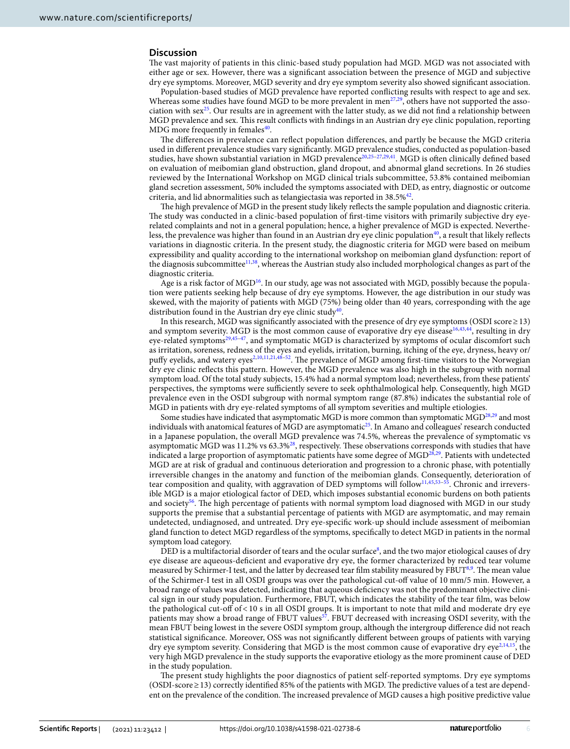## Discussion

The vast majority of patients in this clinic-based study population had MGD. MGD was not associated with either age or sex. However, there was a significant association between the presence of MGD and subjective dry eye symptoms. Moreover, MGD severity and dry eye symptom severity also showed significant association.

Population-based studies of MGD prevalence have reported conflicting results with respect to age and sex. Whereas some studies have found MGD to be more prevalent in men[27,29], others have not supported the association with sex[25]. Our results are in agreement with the latter study, as we did not find a relationship between MGD prevalence and sex. This result conflicts with findings in an Austrian dry eye clinic population, reporting MDG more frequently in females[40].

The differences in prevalence can reflect population differences, and partly be because the MGD criteria used in different prevalence studies vary significantly. MGD prevalence studies, conducted as population-based studies, have shown substantial variation in MGD prevalence[20,25–27,29,41]. MGD is often clinically defined based on evaluation of meibomian gland obstruction, gland dropout, and abnormal gland secretions. In 26 studies reviewed by the International Workshop on MGD clinical trials subcommittee, 53.8% contained meibomian gland secretion assessment, 50% included the symptoms associated with DED, as entry, diagnostic or outcome criteria, and lid abnormalities such as telangiectasia was reported in 38.5%[42].

The high prevalence of MGD in the present study likely reflects the sample population and diagnostic criteria. The study was conducted in a clinic-based population of first-time visitors with primarily subjective dry eye-related complaints and not in a general population; hence, a higher prevalence of MGD is expected. Nevertheless, the prevalence was higher than found in an Austrian dry eye clinic population[40], a result that likely reflects variations in diagnostic criteria. In the present study, the diagnostic criteria for MGD were based on meibum expressibility and quality according to the international workshop on meibomian gland dysfunction: report of the diagnosis subcommittee[11,38], whereas the Austrian study also included morphological changes as part of the diagnostic criteria.

Age is a risk factor of MGD[16]. In our study, age was not associated with MGD, possibly because the population were patients seeking help because of dry eye symptoms. However, the age distribution in our study was skewed, with the majority of patients with MGD (75%) being older than 40 years, corresponding with the age distribution found in the Austrian dry eye clinic study[40].

In this research, MGD was significantly associated with the presence of dry eye symptoms (OSDI score ≥ 13) and symptom severity. MGD is the most common cause of evaporative dry eye disease[16,43,44], resulting in dry eye-related symptoms[29,45–47], and symptomatic MGD is characterized by symptoms of ocular discomfort such as irritation, soreness, redness of the eyes and eyelids, irritation, burning, itching of the eye, dryness, heavy or/puffy eyelids, and watery eyes[2,10,11,21,48–52]. The prevalence of MGD among first-time visitors to the Norwegian dry eye clinic reflects this pattern. However, the MGD prevalence was also high in the subgroup with normal symptom load. Of the total study subjects, 15.4% had a normal symptom load; nevertheless, from these patients' perspectives, the symptoms were sufficiently severe to seek ophthalmological help. Consequently, high MGD prevalence even in the OSDI subgroup with normal symptom range (87.8%) indicates the substantial role of MGD in patients with dry eye-related symptoms of all symptom severities and multiple etiologies.

Some studies have indicated that asymptomatic MGD is more common than symptomatic MGD[28,29] and most individuals with anatomical features of MGD are asymptomatic[25]. In Amano and colleagues' research conducted in a Japanese population, the overall MGD prevalence was 74.5%, whereas the prevalence of symptomatic vs asymptomatic MGD was 11.2% vs 63.3%[28], respectively. These observations corresponds with studies that have indicated a large proportion of asymptomatic patients have some degree of MGD[28,29]. Patients with undetected MGD are at risk of gradual and continuous deterioration and progression to a chronic phase, with potentially irreversible changes in the anatomy and function of the meibomian glands. Consequently, deterioration of tear composition and quality, with aggravation of DED symptoms will follow[11,45,53–55]. Chronic and irreversible MGD is a major etiological factor of DED, which imposes substantial economic burdens on both patients and society[56]. The high percentage of patients with normal symptom load diagnosed with MGD in our study supports the premise that a substantial percentage of patients with MGD are asymptomatic, and may remain undetected, undiagnosed, and untreated. Dry eye-specific work-up should include assessment of meibomian gland function to detect MGD regardless of the symptoms, specifically to detect MGD in patients in the normal symptom load category.

DED is a multifactorial disorder of tears and the ocular surface[8], and the two major etiological causes of dry eye disease are aqueous-deficient and evaporative dry eye, the former characterized by reduced tear volume measured by Schirmer-I test, and the latter by decreased tear film stability measured by FBUT[8,9]. The mean value of the Schirmer-I test in all OSDI groups was over the pathological cut-off value of 10 mm/5 min. However, a broad range of values was detected, indicating that aqueous deficiency was not the predominant objective clinical sign in our study population. Furthermore, FBUT, which indicates the stability of the tear film, was below the pathological cut-off of < 10 s in all OSDI groups. It is important to note that mild and moderate dry eye patients may show a broad range of FBUT values[57]. FBUT decreased with increasing OSDI severity, with the mean FBUT being lowest in the severe OSDI symptom group, although the intergroup difference did not reach statistical significance. Moreover, OSS was not significantly different between groups of patients with varying dry eye symptom severity. Considering that MGD is the most common cause of evaporative dry eye[2,14,15], the very high MGD prevalence in the study supports the evaporative etiology as the more prominent cause of DED in the study population.

The present study highlights the poor diagnostics of patient self-reported symptoms. Dry eye symptoms (OSDI-score ≥ 13) correctly identified 85% of the patients with MGD. The predictive values of a test are dependent on the prevalence of the condition. The increased prevalence of MGD causes a high positive predictive value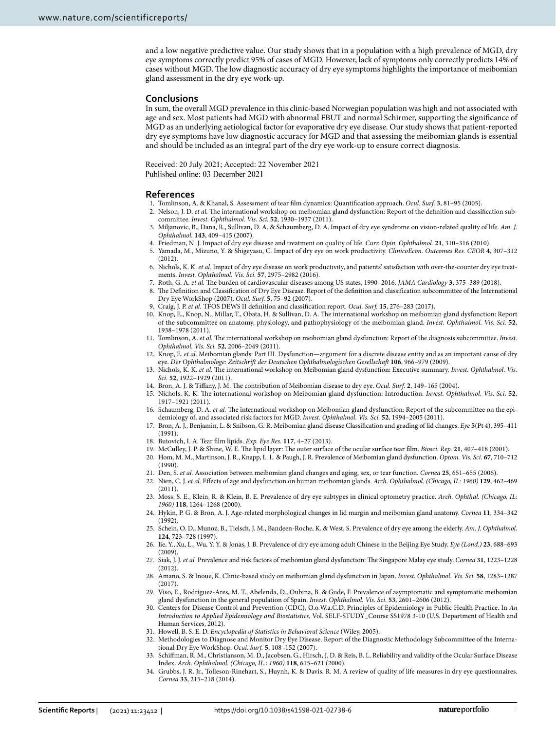and a low negative predictive value. Our study shows that in a population with a high prevalence of MGD, dry eye symptoms correctly predict 95% of cases of MGD. However, lack of symptoms only correctly predicts 14% of cases without MGD. The low diagnostic accuracy of dry eye symptoms highlights the importance of meibomian gland assessment in the dry eye work-up.

## Conclusions

In sum, the overall MGD prevalence in this clinic-based Norwegian population was high and not associated with age and sex. Most patients had MGD with abnormal FBUT and normal Schirmer, supporting the significance of MGD as an underlying aetiological factor for evaporative dry eye disease. Our study shows that patient-reported dry eye symptoms have low diagnostic accuracy for MGD and that assessing the meibomian glands is essential and should be included as an integral part of the dry eye work-up to ensure correct diagnosis.

Received: 20 July 2021; Accepted: 22 November 2021
Published online: 03 December 2021

## References

1. Tomlinson, A. & Khanal, S. Assessment of tear film dynamics: Quantification approach. *Ocul. Surf.* **3**, 81–95 (2005).
2. Nelson, J. D. *et al.* The international workshop on meibomian gland dysfunction: Report of the definition and classification subcommittee. *Invest. Ophthalmol. Vis. Sci.* **52**, 1930–1937 (2011).
3. Miljanovic, B., Dana, R., Sullivan, D. A. & Schaumberg, D. A. Impact of dry eye syndrome on vision-related quality of life. *Am. J. Ophthalmol.* **143**, 409–415 (2007).
4. Friedman, N. J. Impact of dry eye disease and treatment on quality of life. *Curr. Opin. Ophthalmol.* **21**, 310–316 (2010).
5. Yamada, M., Mizuno, Y. & Shigeyasu, C. Impact of dry eye on work productivity. *ClinicoEcon. Outcomes Res. CEOR* **4**, 307–312 (2012).
6. Nichols, K. K. *et al.* Impact of dry eye disease on work productivity, and patients' satisfaction with over-the-counter dry eye treatments. *Invest. Ophthalmol. Vis. Sci.* **57**, 2975–2982 (2016).
7. Roth, G. A. *et al.* The burden of cardiovascular diseases among US states, 1990–2016. *JAMA Cardiology* **3**, 375–389 (2018).
8. The Definition and Classification of Dry Eye Disease. Report of the definition and classification subcommittee of the International Dry Eye WorkShop (2007). *Ocul. Surf.* **5**, 75–92 (2007).
9. Craig, J. P. *et al.* TFOS DEWS II definition and classification report. *Ocul. Surf.* **15**, 276–283 (2017).
10. Knop, E., Knop, N., Millar, T., Obata, H. & Sullivan, D. A. The international workshop on meibomian gland dysfunction: Report of the subcommittee on anatomy, physiology, and pathophysiology of the meibomian gland. *Invest. Ophthalmol. Vis. Sci.* **52**, 1938–1978 (2011).
11. Tomlinson, A. *et al.* The international workshop on meibomian gland dysfunction: Report of the diagnosis subcommittee. *Invest. Ophthalmol. Vis. Sci.* **52**, 2006–2049 (2011).
12. Knop, E. *et al.* Meibomian glands: Part III. Dysfunction—argument for a discrete disease entity and as an important cause of dry eye. *Der Ophthalmologe: Zeitschrift der Deutschen Ophthalmologischen Gesellschaft* **106**, 966–979 (2009).
13. Nichols, K. K. *et al.* The international workshop on Meibomian gland dysfunction: Executive summary. *Invest. Ophthalmol. Vis. Sci.* **52**, 1922–1929 (2011).
14. Bron, A. J. & Tiffany, J. M. The contribution of Meibomian disease to dry eye. *Ocul. Surf.* **2**, 149–165 (2004).
15. Nichols, K. K. The international workshop on Meibomian gland dysfunction: Introduction. *Invest. Ophthalmol. Vis. Sci.* **52**, 1917–1921 (2011).
16. Schaumberg, D. A. *et al.* The international workshop on Meibomian gland dysfunction: Report of the subcommittee on the epidemiology of, and associated risk factors for MGD. *Invest. Ophthalmol. Vis. Sci.* **52**, 1994–2005 (2011).
17. Bron, A. J., Benjamin, L. & Snibson, G. R. Meibomian gland disease Classification and grading of lid changes. *Eye* **5**(Pt 4), 395–411 (1991).
18. Butovich, I. A. Tear film lipids. *Exp. Eye Res.* **117**, 4–27 (2013).
19. McCulley, J. P. & Shine, W. E. The lipid layer: The outer surface of the ocular surface tear film. *Biosci. Rep.* **21**, 407–418 (2001).
20. Hom, M. M., Martinson, J. R., Knapp, L. L. & Paugh, J. R. Prevalence of Meibomian gland dysfunction. *Optom. Vis. Sci.* **67**, 710–712 (1990).
21. Den, S. *et al.* Association between meibomian gland changes and aging, sex, or tear function. *Cornea* **25**, 651–655 (2006).
22. Nien, C. J. *et al.* Effects of age and dysfunction on human meibomian glands. *Arch. Ophthalmol. (Chicago, IL: 1960)* **129**, 462–469 (2011).
23. Moss, S. E., Klein, R. & Klein, B. E. Prevalence of dry eye subtypes in clinical optometry practice. *Arch. Ophthal. (Chicago, IL: 1960)* **118**, 1264–1268 (2000).
24. Hykin, P. G. & Bron, A. J. Age-related morphological changes in lid margin and meibomian gland anatomy. *Cornea* **11**, 334–342 (1992).
25. Schein, O. D., Munoz, B., Tielsch, J. M., Bandeen-Roche, K. & West, S. Prevalence of dry eye among the elderly. *Am. J. Ophthalmol.* **124**, 723–728 (1997).
26. Jie, Y., Xu, L., Wu, Y. Y. & Jonas, J. B. Prevalence of dry eye among adult Chinese in the Beijing Eye Study. *Eye (Lond.)* **23**, 688–693 (2009).
27. Siak, J. J. *et al.* Prevalence and risk factors of meibomian gland dysfunction: The Singapore Malay eye study. *Cornea* **31**, 1223–1228 (2012).
28. Amano, S. & Inoue, K. Clinic-based study on meibomian gland dysfunction in Japan. *Invest. Ophthalmol. Vis. Sci.* **58**, 1283–1287 (2017).
29. Viso, E., Rodriguez-Ares, M. T., Abelenda, D., Oubina, B. & Gude, F. Prevalence of asymptomatic and symptomatic meibomian gland dysfunction in the general population of Spain. *Invest. Ophthalmol. Vis. Sci.* **53**, 2601–2606 (2012).
30. Centers for Disease Control and Prevention (CDC), O.o.W.a.C.D. Principles of Epidemiology in Public Health Practice. In *An Introduction to Applied Epidemiology and Biostatistics*, Vol. SELF-STUDY_Course SS1978 3-10 (U.S. Department of Health and Human Services, 2012).
31. Howell, B. S. E. D. *Encyclopedia of Statistics in Behavioral Science* (Wiley, 2005).
32. Methodologies to Diagnose and Monitor Dry Eye Disease. Report of the Diagnostic Methodology Subcommittee of the International Dry Eye WorkShop. *Ocul. Surf.* **5**, 108–152 (2007).
33. Schiffman, R. M., Christianson, M. D., Jacobsen, G., Hirsch, J. D. & Reis, B. L. Reliability and validity of the Ocular Surface Disease Index. *Arch. Ophthalmol. (Chicago, IL.: 1960)* **118**, 615–621 (2000).
34. Grubbs, J. R. Jr., Tolleson-Rinehart, S., Huynh, K. & Davis, R. M. A review of quality of life measures in dry eye questionnaires. *Cornea* **33**, 215–218 (2014).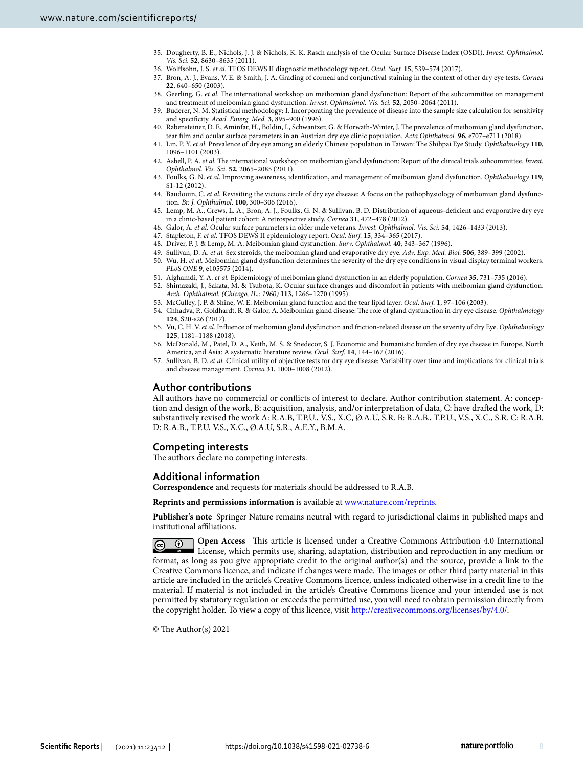35. Dougherty, B. E., Nichols, J. J. & Nichols, K. K. Rasch analysis of the Ocular Surface Disease Index (OSDI). *Invest. Ophthalmol. Vis. Sci.* **52**, 8630–8635 (2011).
36. Wolffsohn, J. S. *et al.* TFOS DEWS II diagnostic methodology report. *Ocul. Surf.* **15**, 539–574 (2017).
37. Bron, A. J., Evans, V. E. & Smith, J. A. Grading of corneal and conjunctival staining in the context of other dry eye tests. *Cornea* **22**, 640–650 (2003).
38. Geerling, G. *et al.* The international workshop on meibomian gland dysfunction: Report of the subcommittee on management and treatment of meibomian gland dysfunction. *Invest. Ophthalmol. Vis. Sci.* **52**, 2050–2064 (2011).
39. Buderer, N. M. Statistical methodology: I. Incorporating the prevalence of disease into the sample size calculation for sensitivity and specificity. *Acad. Emerg. Med.* **3**, 895–900 (1996).
40. Rabensteiner, D. F., Aminfar, H., Boldin, I., Schwantzer, G. & Horwath-Winter, J. The prevalence of meibomian gland dysfunction, tear film and ocular surface parameters in an Austrian dry eye clinic population. *Acta Ophthalmol.* **96**, e707–e711 (2018).
41. Lin, P. Y. *et al.* Prevalence of dry eye among an elderly Chinese population in Taiwan: The Shihpai Eye Study. *Ophthalmology* **110**, 1096–1101 (2003).
42. Asbell, P. A. *et al.* The international workshop on meibomian gland dysfunction: Report of the clinical trials subcommittee. *Invest. Ophthalmol. Vis. Sci.* **52**, 2065–2085 (2011).
43. Foulks, G. N. *et al.* Improving awareness, identification, and management of meibomian gland dysfunction. *Ophthalmology* **119**, S1-12 (2012).
44. Baudouin, C. *et al.* Revisiting the vicious circle of dry eye disease: A focus on the pathophysiology of meibomian gland dysfunction. *Br. J. Ophthalmol.* **100**, 300–306 (2016).
45. Lemp, M. A., Crews, L. A., Bron, A. J., Foulks, G. N. & Sullivan, B. D. Distribution of aqueous-deficient and evaporative dry eye in a clinic-based patient cohort: A retrospective study. *Cornea* **31**, 472–478 (2012).
46. Galor, A. *et al.* Ocular surface parameters in older male veterans. *Invest. Ophthalmol. Vis. Sci.* **54**, 1426–1433 (2013).
47. Stapleton, F. *et al.* TFOS DEWS II epidemiology report. *Ocul. Surf.* **15**, 334–365 (2017).
48. Driver, P. J. & Lemp, M. A. Meibomian gland dysfunction. *Surv. Ophthalmol.* **40**, 343–367 (1996).
49. Sullivan, D. A. *et al.* Sex steroids, the meibomian gland and evaporative dry eye. *Adv. Exp. Med. Biol.* **506**, 389–399 (2002).
50. Wu, H. *et al.* Meibomian gland dysfunction determines the severity of the dry eye conditions in visual display terminal workers. *PLoS ONE* **9**, e105575 (2014).
51. Alghamdi, Y. A. *et al.* Epidemiology of meibomian gland dysfunction in an elderly population. *Cornea* **35**, 731–735 (2016).
52. Shimazaki, J., Sakata, M. & Tsubota, K. Ocular surface changes and discomfort in patients with meibomian gland dysfunction. *Arch. Ophthalmol. (Chicago, IL.: 1960)* **113**, 1266–1270 (1995).
53. McCulley, J. P. & Shine, W. E. Meibomian gland function and the tear lipid layer. *Ocul. Surf.* **1**, 97–106 (2003).
54. Chhadva, P., Goldhardt, R. & Galor, A. Meibomian gland disease: The role of gland dysfunction in dry eye disease. *Ophthalmology* **124**, S20-s26 (2017).
55. Vu, C. H. V. *et al.* Influence of meibomian gland dysfunction and friction-related disease on the severity of dry Eye. *Ophthalmology* **125**, 1181–1188 (2018).
56. McDonald, M., Patel, D. A., Keith, M. S. & Snedecor, S. J. Economic and humanistic burden of dry eye disease in Europe, North America, and Asia: A systematic literature review. *Ocul. Surf.* **14**, 144–167 (2016).
57. Sullivan, B. D. *et al.* Clinical utility of objective tests for dry eye disease: Variability over time and implications for clinical trials and disease management. *Cornea* **31**, 1000–1008 (2012).

## Author contributions

All authors have no commercial or conflicts of interest to declare. Author contribution statement. A: conception and design of the work, B: acquisition, analysis, and/or interpretation of data, C: have drafted the work, D: substantively revised the work A: R.A.B, T.P.U., V.S., X.C, Ø.A.U, S.R. B: R.A.B., T.P.U., V.S., X.C., S.R. C: R.A.B. D: R.A.B., T.P.U, V.S., X.C., Ø.A.U, S.R., A.E.Y., B.M.A.

## Competing interests

The authors declare no competing interests.

## Additional information

**Correspondence** and requests for materials should be addressed to R.A.B.

**Reprints and permissions information** is available at www.nature.com/reprints.

**Publisher's note** Springer Nature remains neutral with regard to jurisdictional claims in published maps and institutional affiliations.

**Open Access** This article is licensed under a Creative Commons Attribution 4.0 International License, which permits use, sharing, adaptation, distribution and reproduction in any medium or format, as long as you give appropriate credit to the original author(s) and the source, provide a link to the Creative Commons licence, and indicate if changes were made. The images or other third party material in this article are included in the article's Creative Commons licence, unless indicated otherwise in a credit line to the material. If material is not included in the article's Creative Commons licence and your intended use is not permitted by statutory regulation or exceeds the permitted use, you will need to obtain permission directly from the copyright holder. To view a copy of this licence, visit http://creativecommons.org/licenses/by/4.0/.

© The Author(s) 2021